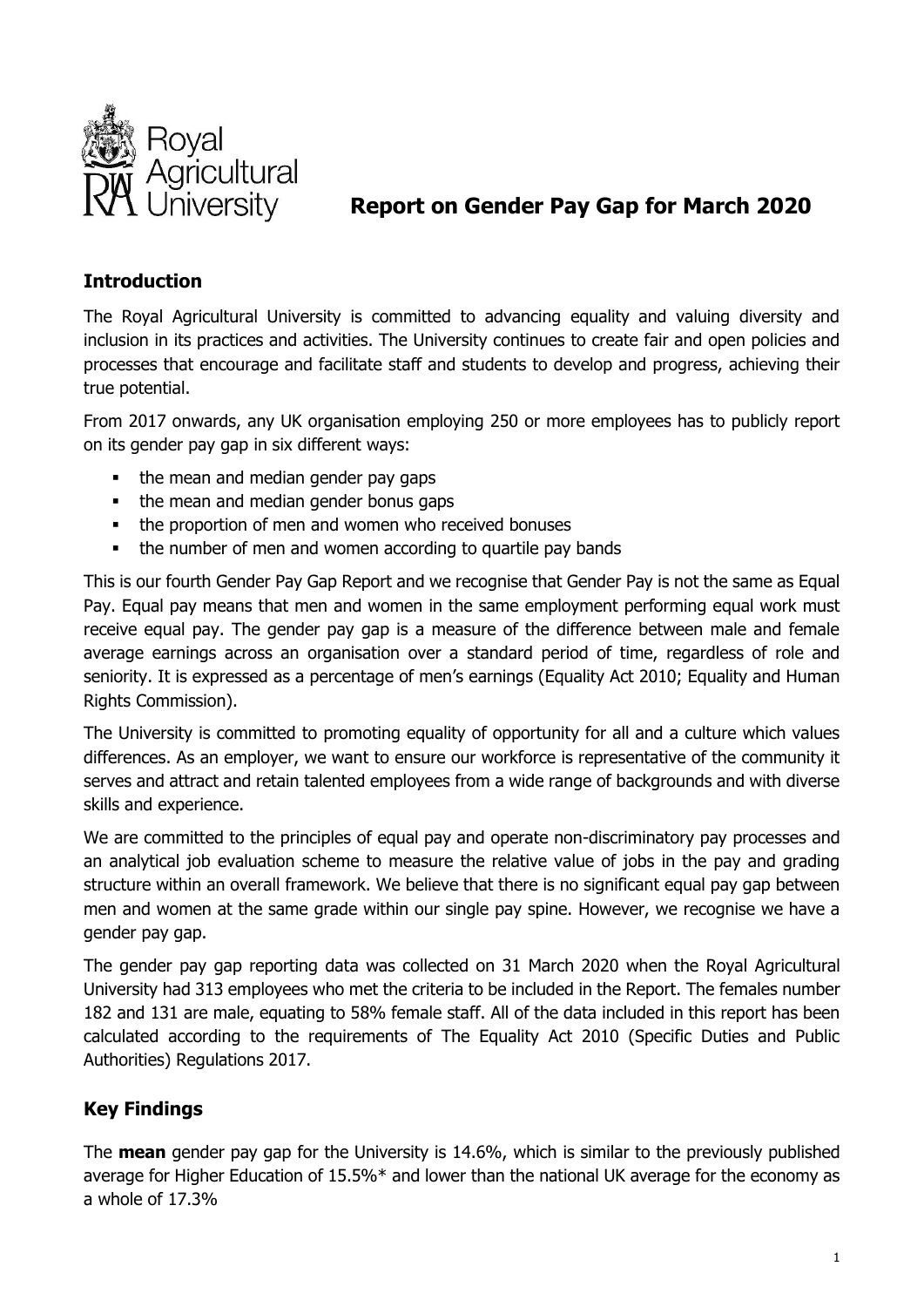# Report on Gender Pay Gap for March 2020

## Introduction

The Royal Agricultural University is committed to advancing equality and valuing diversity and inclusion in its practices and activities. The University continues to create fair and open policies and processes that encourage and facilitate staff and students to develop and progress, achieving their true potential.

From 2017 onwards, any UK organisation employing 250 or more employees has to publicly report on its gender pay gap in six different ways:

- the mean and median gender pay gaps
- the mean and median gender bonus gaps
- the proportion of men and women who received bonuses
- the number of men and women according to quartile pay bands

This is our fourth Gender Pay Gap Report and we recognise that Gender Pay is not the same as Equal Pay. Equal pay means that men and women in the same employment performing equal work must receive equal pay. The gender pay gap is a measure of the difference between male and female average earnings across an organisation over a standard period of time, regardless of role and seniority. It is expressed as a percentage of men's earnings (Equality Act 2010; Equality and Human Rights Commission).

The University is committed to promoting equality of opportunity for all and a culture which values differences. As an employer, we want to ensure our workforce is representative of the community it serves and attract and retain talented employees from a wide range of backgrounds and with diverse skills and experience.

We are committed to the principles of equal pay and operate non-discriminatory pay processes and an analytical job evaluation scheme to measure the relative value of jobs in the pay and grading structure within an overall framework. We believe that there is no significant equal pay gap between men and women at the same grade within our single pay spine. However, we recognise we have a gender pay gap.

The gender pay gap reporting data was collected on 31 March 2020 when the Royal Agricultural University had 313 employees who met the criteria to be included in the Report. The females number 182 and 131 are male, equating to 58% female staff. All of the data included in this report has been calculated according to the requirements of The Equality Act 2010 (Specific Duties and Public Authorities) Regulations 2017.

## Key Findings

The **mean** gender pay gap for the University is 14.6%, which is similar to the previously published average for Higher Education of 15.5%* and lower than the national UK average for the economy as a whole of 17.3%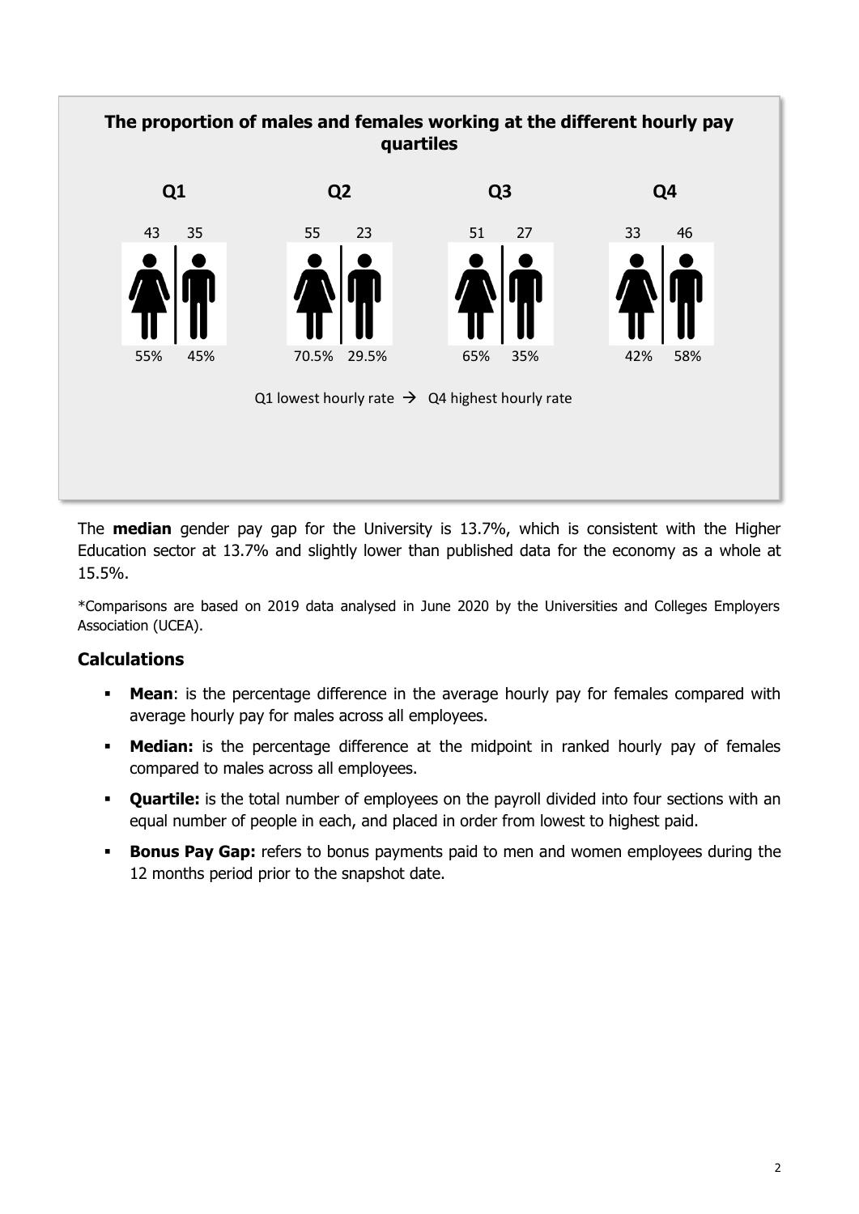### The proportion of males and females working at the different hourly pay quartiles

| | Q1 | | Q2 | | Q3 | | Q4 | |
|---|---|---|---|---|---|---|---|---|
| | Female | Male | Female | Male | Female | Male | Female | Male |
| Number | 43 | 35 | 55 | 23 | 51 | 27 | 33 | 46 |
| Percentage | 55% | 45% | 70.5% | 29.5% | 65% | 35% | 42% | 58% |

Q1 lowest hourly rate → Q4 highest hourly rate

The **median** gender pay gap for the University is 13.7%, which is consistent with the Higher Education sector at 13.7% and slightly lower than published data for the economy as a whole at 15.5%.

*Comparisons are based on 2019 data analysed in June 2020 by the Universities and Colleges Employers Association (UCEA).

## Calculations

- **Mean**: is the percentage difference in the average hourly pay for females compared with average hourly pay for males across all employees.
- **Median:** is the percentage difference at the midpoint in ranked hourly pay of females compared to males across all employees.
- **Quartile:** is the total number of employees on the payroll divided into four sections with an equal number of people in each, and placed in order from lowest to highest paid.
- **Bonus Pay Gap:** refers to bonus payments paid to men and women employees during the 12 months period prior to the snapshot date.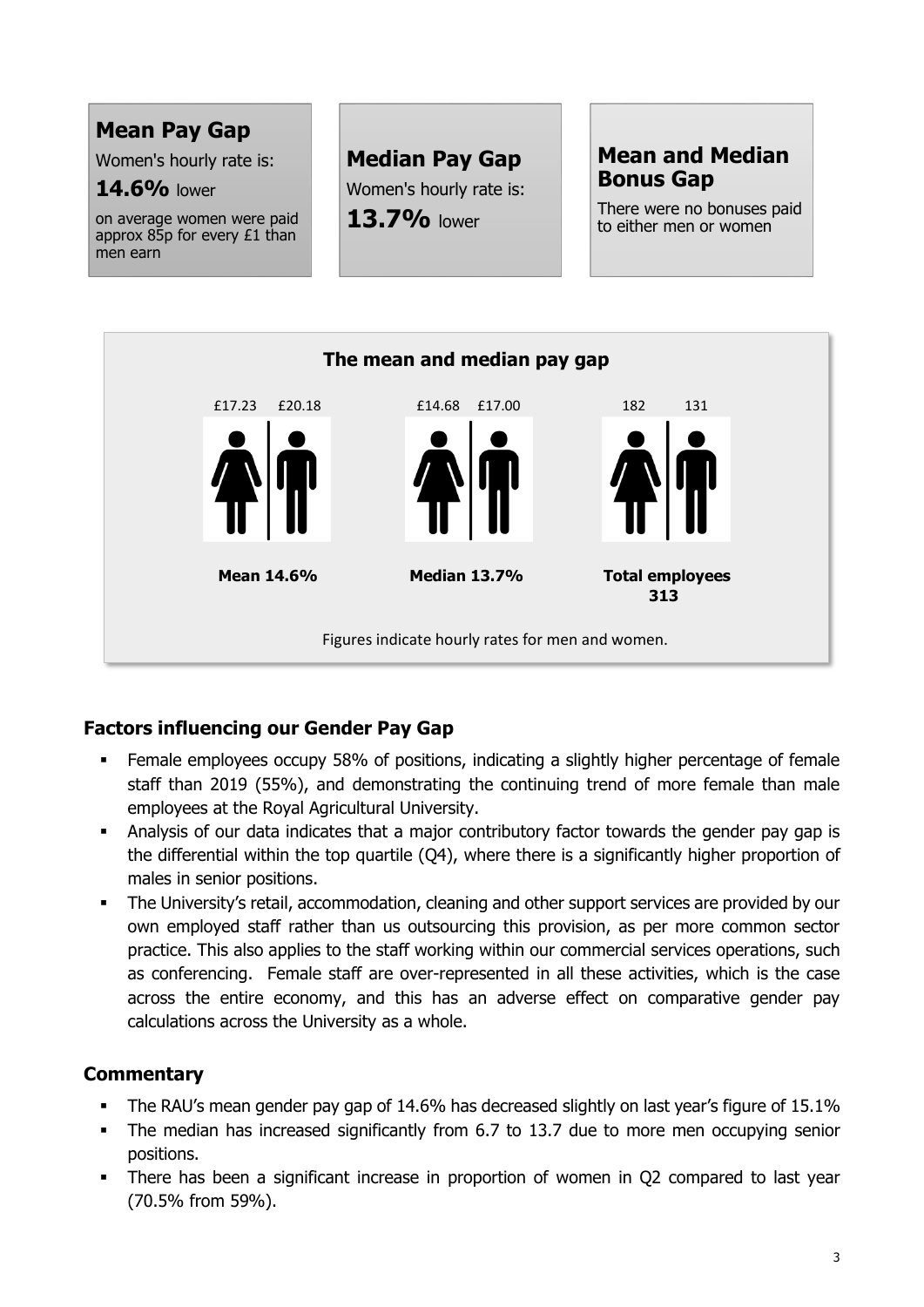**Mean Pay Gap**

Women's hourly rate is:

**14.6%** lower

on average women were paid approx 85p for every £1 than men earn

**Median Pay Gap**

Women's hourly rate is:

**13.7%** lower

**Mean and Median Bonus Gap**

There were no bonuses paid to either men or women

**The mean and median pay gap**

| | Women | Men |
|---|---|---|
| **Mean 14.6%** | £17.23 | £20.18 |
| **Median 13.7%** | £14.68 | £17.00 |
| **Total employees 313** | 182 | 131 |

Figures indicate hourly rates for men and women.

## Factors influencing our Gender Pay Gap

- Female employees occupy 58% of positions, indicating a slightly higher percentage of female staff than 2019 (55%), and demonstrating the continuing trend of more female than male employees at the Royal Agricultural University.
- Analysis of our data indicates that a major contributory factor towards the gender pay gap is the differential within the top quartile (Q4), where there is a significantly higher proportion of males in senior positions.
- The University's retail, accommodation, cleaning and other support services are provided by our own employed staff rather than us outsourcing this provision, as per more common sector practice. This also applies to the staff working within our commercial services operations, such as conferencing. Female staff are over-represented in all these activities, which is the case across the entire economy, and this has an adverse effect on comparative gender pay calculations across the University as a whole.

## Commentary

- The RAU's mean gender pay gap of 14.6% has decreased slightly on last year's figure of 15.1%
- The median has increased significantly from 6.7 to 13.7 due to more men occupying senior positions.
- There has been a significant increase in proportion of women in Q2 compared to last year (70.5% from 59%).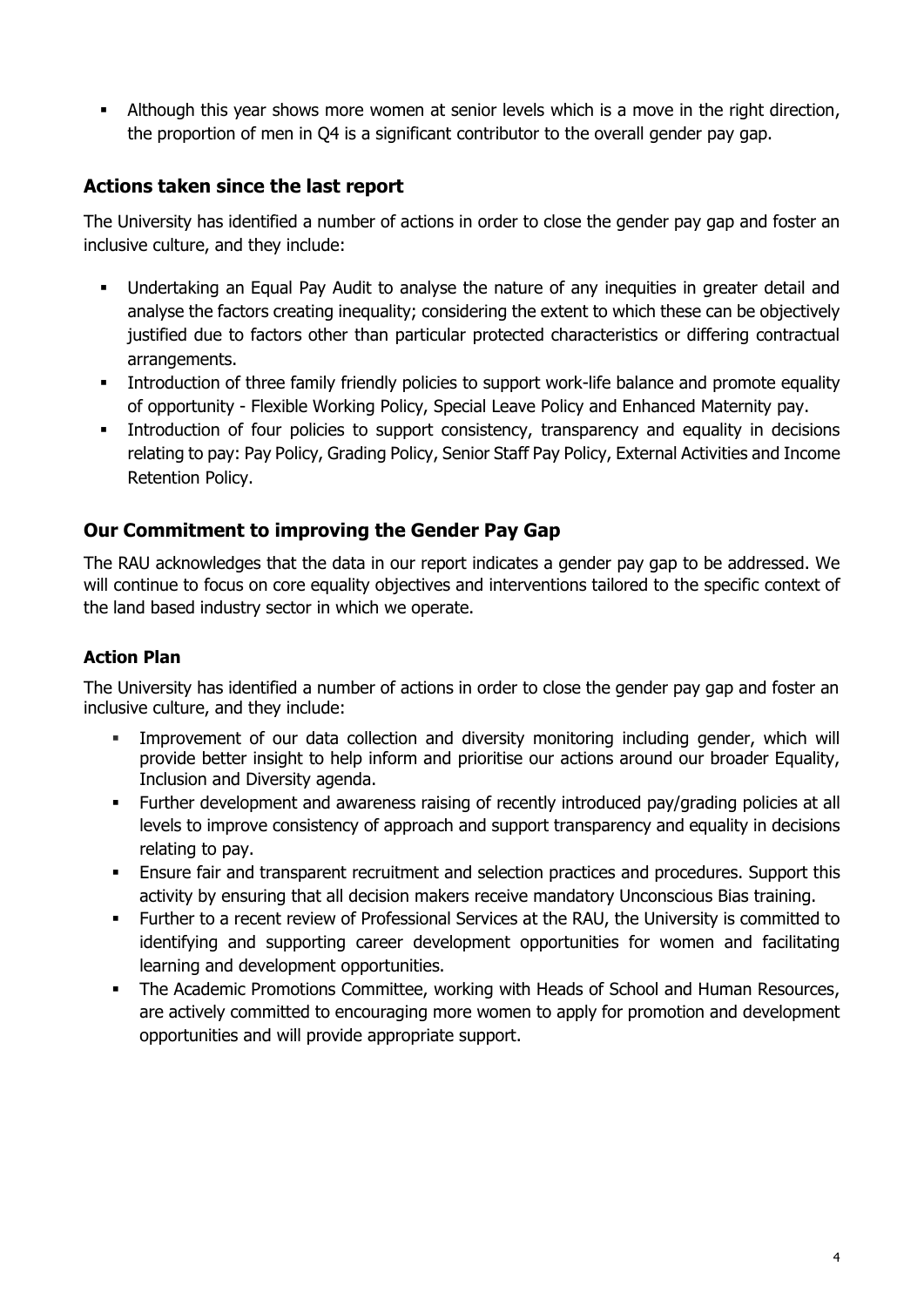- Although this year shows more women at senior levels which is a move in the right direction, the proportion of men in Q4 is a significant contributor to the overall gender pay gap.

## Actions taken since the last report

The University has identified a number of actions in order to close the gender pay gap and foster an inclusive culture, and they include:

- Undertaking an Equal Pay Audit to analyse the nature of any inequities in greater detail and analyse the factors creating inequality; considering the extent to which these can be objectively justified due to factors other than particular protected characteristics or differing contractual arrangements.
- Introduction of three family friendly policies to support work-life balance and promote equality of opportunity - Flexible Working Policy, Special Leave Policy and Enhanced Maternity pay.
- Introduction of four policies to support consistency, transparency and equality in decisions relating to pay: Pay Policy, Grading Policy, Senior Staff Pay Policy, External Activities and Income Retention Policy.

## Our Commitment to improving the Gender Pay Gap

The RAU acknowledges that the data in our report indicates a gender pay gap to be addressed. We will continue to focus on core equality objectives and interventions tailored to the specific context of the land based industry sector in which we operate.

### Action Plan

The University has identified a number of actions in order to close the gender pay gap and foster an inclusive culture, and they include:

- Improvement of our data collection and diversity monitoring including gender, which will provide better insight to help inform and prioritise our actions around our broader Equality, Inclusion and Diversity agenda.
- Further development and awareness raising of recently introduced pay/grading policies at all levels to improve consistency of approach and support transparency and equality in decisions relating to pay.
- Ensure fair and transparent recruitment and selection practices and procedures. Support this activity by ensuring that all decision makers receive mandatory Unconscious Bias training.
- Further to a recent review of Professional Services at the RAU, the University is committed to identifying and supporting career development opportunities for women and facilitating learning and development opportunities.
- The Academic Promotions Committee, working with Heads of School and Human Resources, are actively committed to encouraging more women to apply for promotion and development opportunities and will provide appropriate support.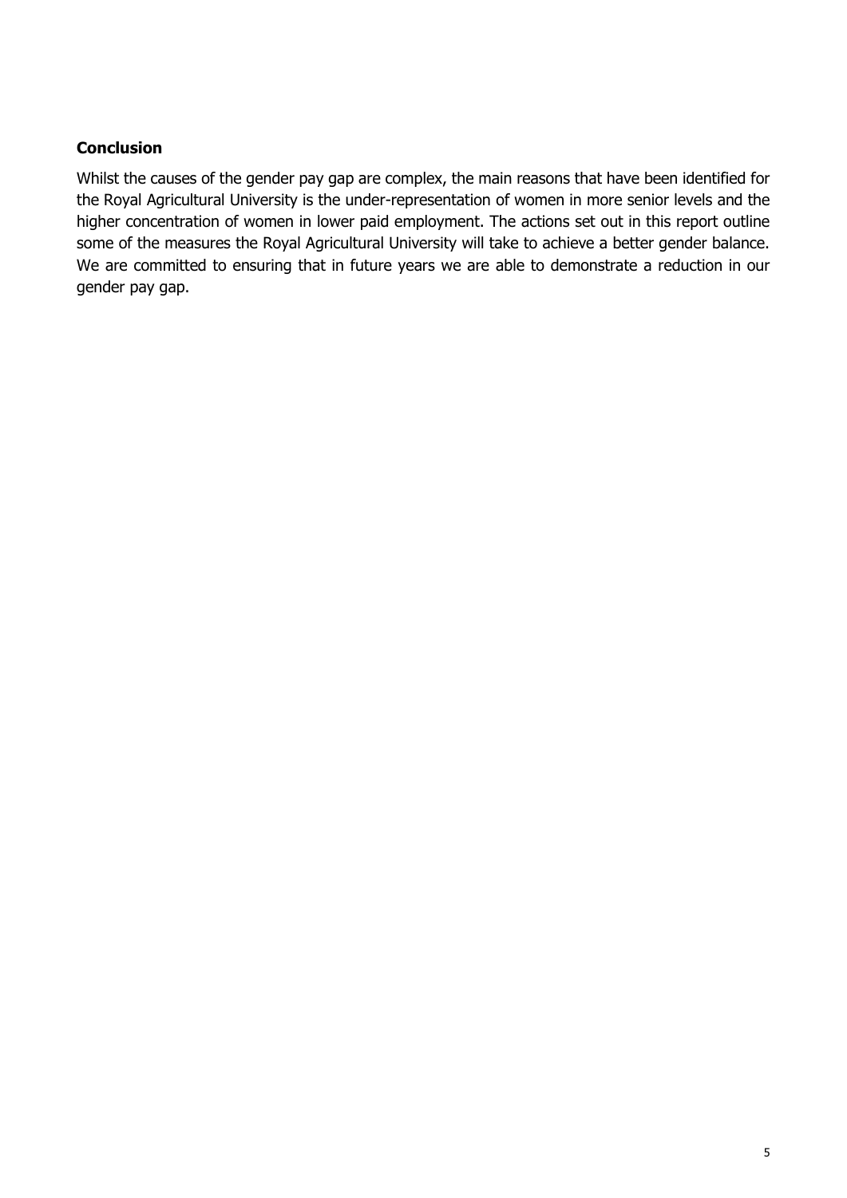## Conclusion

Whilst the causes of the gender pay gap are complex, the main reasons that have been identified for the Royal Agricultural University is the under-representation of women in more senior levels and the higher concentration of women in lower paid employment. The actions set out in this report outline some of the measures the Royal Agricultural University will take to achieve a better gender balance. We are committed to ensuring that in future years we are able to demonstrate a reduction in our gender pay gap.